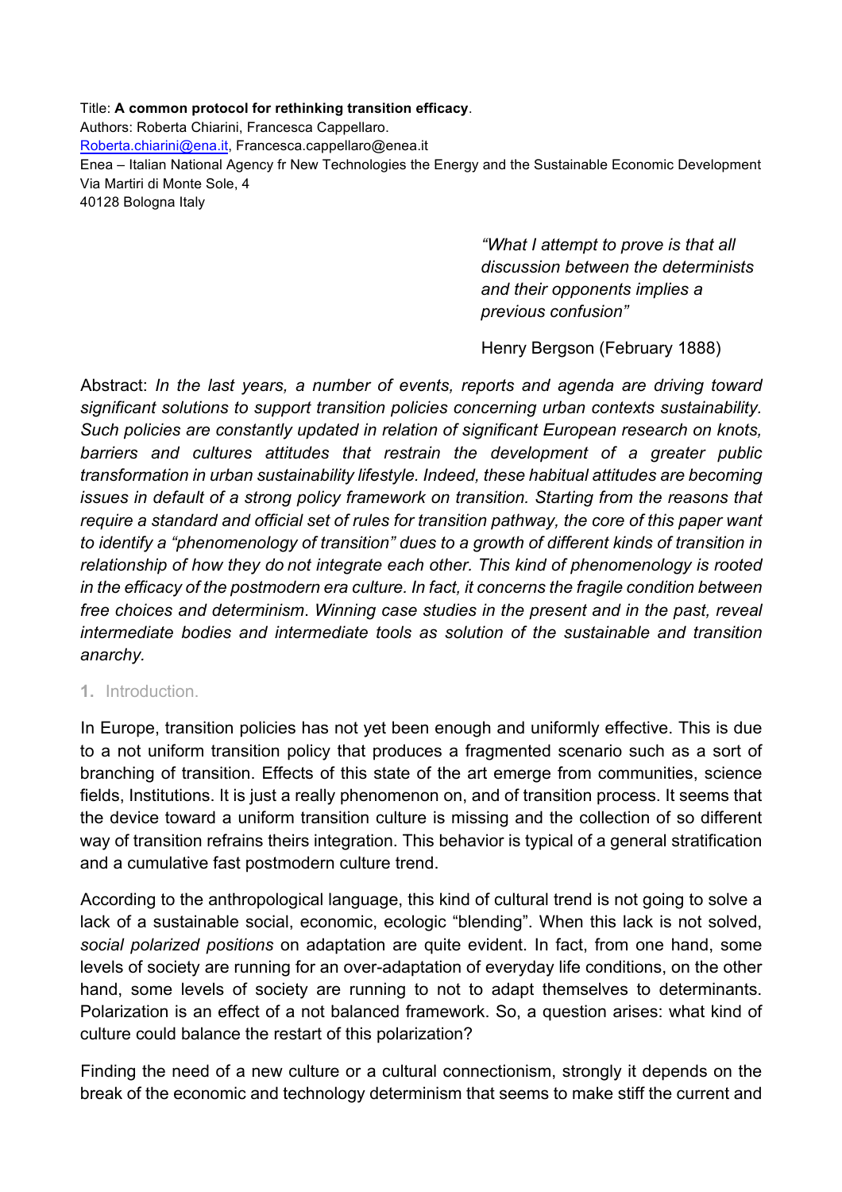Title: **A common protocol for rethinking transition efficacy**.

Authors: Roberta Chiarini, Francesca Cappellaro.

Roberta.chiarini@ena.it, Francesca.cappellaro@enea.it

Enea – Italian National Agency fr New Technologies the Energy and the Sustainable Economic Development
Via Martiri di Monte Sole, 4
40128 Bologna Italy

> *"What I attempt to prove is that all discussion between the determinists and their opponents implies a previous confusion"*
>
> Henry Bergson (February 1888)

Abstract: *In the last years, a number of events, reports and agenda are driving toward significant solutions to support transition policies concerning urban contexts sustainability. Such policies are constantly updated in relation of significant European research on knots, barriers and cultures attitudes that restrain the development of a greater public transformation in urban sustainability lifestyle. Indeed, these habitual attitudes are becoming issues in default of a strong policy framework on transition. Starting from the reasons that require a standard and official set of rules for transition pathway, the core of this paper want to identify a "phenomenology of transition" dues to a growth of different kinds of transition in relationship of how they do not integrate each other. This kind of phenomenology is rooted in the efficacy of the postmodern era culture. In fact, it concerns the fragile condition between free choices and determinism*. *Winning case studies in the present and in the past, reveal intermediate bodies and intermediate tools as solution of the sustainable and transition anarchy.*

## 1. Introduction.

In Europe, transition policies has not yet been enough and uniformly effective. This is due to a not uniform transition policy that produces a fragmented scenario such as a sort of branching of transition. Effects of this state of the art emerge from communities, science fields, Institutions. It is just a really phenomenon on, and of transition process. It seems that the device toward a uniform transition culture is missing and the collection of so different way of transition refrains theirs integration. This behavior is typical of a general stratification and a cumulative fast postmodern culture trend.

According to the anthropological language, this kind of cultural trend is not going to solve a lack of a sustainable social, economic, ecologic "blending". When this lack is not solved, *social polarized positions* on adaptation are quite evident. In fact, from one hand, some levels of society are running for an over-adaptation of everyday life conditions, on the other hand, some levels of society are running to not to adapt themselves to determinants. Polarization is an effect of a not balanced framework. So, a question arises: what kind of culture could balance the restart of this polarization?

Finding the need of a new culture or a cultural connectionism, strongly it depends on the break of the economic and technology determinism that seems to make stiff the current and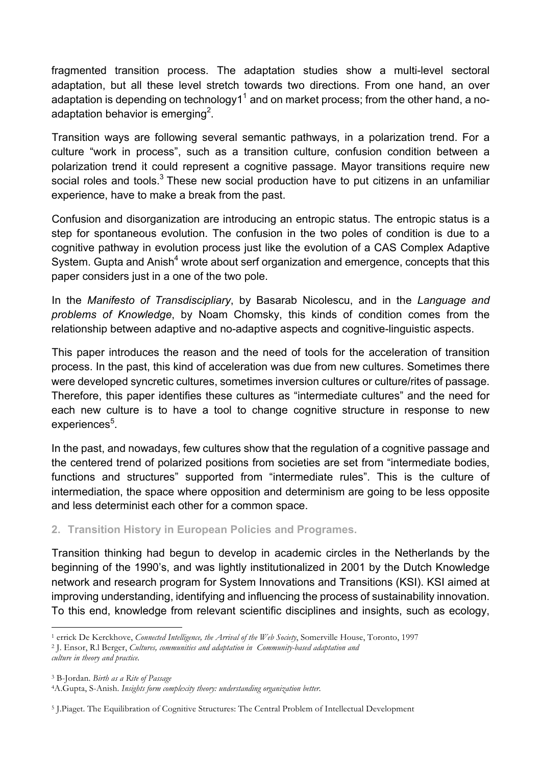fragmented transition process. The adaptation studies show a multi-level sectoral adaptation, but all these level stretch towards two directions. From one hand, an over adaptation is depending on technology1[1] and on market process; from the other hand, a no-adaptation behavior is emerging[2].

Transition ways are following several semantic pathways, in a polarization trend. For a culture "work in process", such as a transition culture, confusion condition between a polarization trend it could represent a cognitive passage. Mayor transitions require new social roles and tools.[3] These new social production have to put citizens in an unfamiliar experience, have to make a break from the past.

Confusion and disorganization are introducing an entropic status. The entropic status is a step for spontaneous evolution. The confusion in the two poles of condition is due to a cognitive pathway in evolution process just like the evolution of a CAS Complex Adaptive System. Gupta and Anish[4] wrote about serf organization and emergence, concepts that this paper considers just in a one of the two pole.

In the *Manifesto of Transdisciplinary*, by Basarab Nicolescu, and in the *Language and problems of Knowledge*, by Noam Chomsky, this kinds of condition comes from the relationship between adaptive and no-adaptive aspects and cognitive-linguistic aspects.

This paper introduces the reason and the need of tools for the acceleration of transition process. In the past, this kind of acceleration was due from new cultures. Sometimes there were developed syncretic cultures, sometimes inversion cultures or culture/rites of passage. Therefore, this paper identifies these cultures as "intermediate cultures" and the need for each new culture is to have a tool to change cognitive structure in response to new experiences[5].

In the past, and nowadays, few cultures show that the regulation of a cognitive passage and the centered trend of polarized positions from societies are set from "intermediate bodies, functions and structures" supported from "intermediate rules". This is the culture of intermediation, the space where opposition and determinism are going to be less opposite and less determinist each other for a common space.

## 2. Transition History in European Policies and Programes.

Transition thinking had begun to develop in academic circles in the Netherlands by the beginning of the 1990's, and was lightly institutionalized in 2001 by the Dutch Knowledge network and research program for System Innovations and Transitions (KSI). KSI aimed at improving understanding, identifying and influencing the process of sustainability innovation. To this end, knowledge from relevant scientific disciplines and insights, such as ecology,

---

[1] errick De Kerckhove, *Connected Intelligence, the Arrival of the Web Society*, Somerville House, Toronto, 1997

[2] J. Ensor, R.l Berger, *Cultures, communities and adaptation in Community-based adaptation and culture in theory and practice.*

[3] B-Jordan. *Birth as a Rite of Passage*

[4] A.Gupta, S-Anish. *Insights form complexity theory: understanding organization better.*

[5] J.Piaget. The Equilibration of Cognitive Structures: The Central Problem of Intellectual Development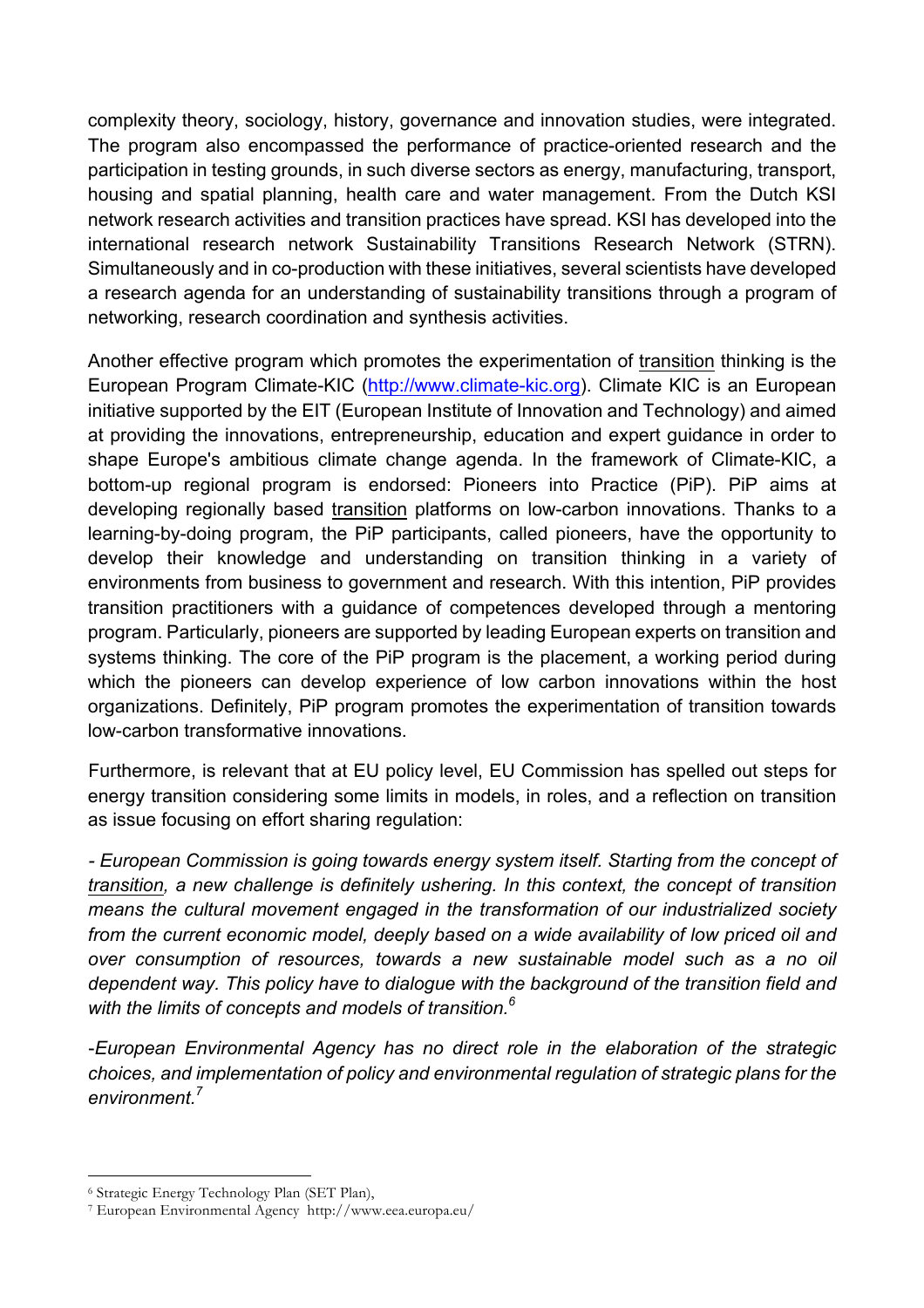complexity theory, sociology, history, governance and innovation studies, were integrated. The program also encompassed the performance of practice-oriented research and the participation in testing grounds, in such diverse sectors as energy, manufacturing, transport, housing and spatial planning, health care and water management. From the Dutch KSI network research activities and transition practices have spread. KSI has developed into the international research network Sustainability Transitions Research Network (STRN). Simultaneously and in co-production with these initiatives, several scientists have developed a research agenda for an understanding of sustainability transitions through a program of networking, research coordination and synthesis activities.

Another effective program which promotes the experimentation of transition thinking is the European Program Climate-KIC (http://www.climate-kic.org). Climate KIC is an European initiative supported by the EIT (European Institute of Innovation and Technology) and aimed at providing the innovations, entrepreneurship, education and expert guidance in order to shape Europe's ambitious climate change agenda. In the framework of Climate-KIC, a bottom-up regional program is endorsed: Pioneers into Practice (PiP). PiP aims at developing regionally based transition platforms on low-carbon innovations. Thanks to a learning-by-doing program, the PiP participants, called pioneers, have the opportunity to develop their knowledge and understanding on transition thinking in a variety of environments from business to government and research. With this intention, PiP provides transition practitioners with a guidance of competences developed through a mentoring program. Particularly, pioneers are supported by leading European experts on transition and systems thinking. The core of the PiP program is the placement, a working period during which the pioneers can develop experience of low carbon innovations within the host organizations. Definitely, PiP program promotes the experimentation of transition towards low-carbon transformative innovations.

Furthermore, is relevant that at EU policy level, EU Commission has spelled out steps for energy transition considering some limits in models, in roles, and a reflection on transition as issue focusing on effort sharing regulation:

*- European Commission is going towards energy system itself. Starting from the concept of transition, a new challenge is definitely ushering. In this context, the concept of transition means the cultural movement engaged in the transformation of our industrialized society from the current economic model, deeply based on a wide availability of low priced oil and over consumption of resources, towards a new sustainable model such as a no oil dependent way. This policy have to dialogue with the background of the transition field and with the limits of concepts and models of transition.*[6]

*-European Environmental Agency has no direct role in the elaboration of the strategic choices, and implementation of policy and environmental regulation of strategic plans for the environment.*[7]

---

[6] Strategic Energy Technology Plan (SET Plan),

[7] European Environmental Agency http://www.eea.europa.eu/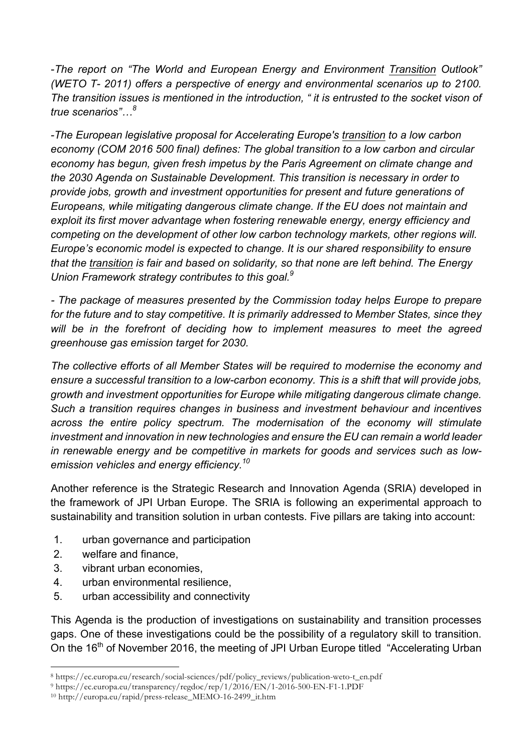-*The report on "The World and European Energy and Environment* *Transition* *Outlook" (WETO T- 2011) offers a perspective of energy and environmental scenarios up to 2100. The transition issues is mentioned in the introduction, " it is entrusted to the socket vison of true scenarios"…*[8]

-*The European legislative proposal for Accelerating Europe's* *transition* *to a low carbon economy (COM 2016 500 final) defines: The global transition to a low carbon and circular economy has begun, given fresh impetus by the Paris Agreement on climate change and the 2030 Agenda on Sustainable Development. This transition is necessary in order to provide jobs, growth and investment opportunities for present and future generations of Europeans, while mitigating dangerous climate change. If the EU does not maintain and exploit its first mover advantage when fostering renewable energy, energy efficiency and competing on the development of other low carbon technology markets, other regions will. Europe's economic model is expected to change. It is our shared responsibility to ensure that the* *transition* *is fair and based on solidarity, so that none are left behind. The Energy Union Framework strategy contributes to this goal.*[9]

*- The package of measures presented by the Commission today helps Europe to prepare for the future and to stay competitive. It is primarily addressed to Member States, since they will be in the forefront of deciding how to implement measures to meet the agreed greenhouse gas emission target for 2030.*

*The collective efforts of all Member States will be required to modernise the economy and ensure a successful transition to a low-carbon economy. This is a shift that will provide jobs, growth and investment opportunities for Europe while mitigating dangerous climate change. Such a transition requires changes in business and investment behaviour and incentives across the entire policy spectrum. The modernisation of the economy will stimulate investment and innovation in new technologies and ensure the EU can remain a world leader in renewable energy and be competitive in markets for goods and services such as low-emission vehicles and energy efficiency.*[10]

Another reference is the Strategic Research and Innovation Agenda (SRIA) developed in the framework of JPI Urban Europe. The SRIA is following an experimental approach to sustainability and transition solution in urban contests. Five pillars are taking into account:

1. urban governance and participation
2. welfare and finance,
3. vibrant urban economies,
4. urban environmental resilience,
5. urban accessibility and connectivity

This Agenda is the production of investigations on sustainability and transition processes gaps. One of these investigations could be the possibility of a regulatory skill to transition. On the 16th of November 2016, the meeting of JPI Urban Europe titled "Accelerating Urban

[8] https://ec.europa.eu/research/social-sciences/pdf/policy_reviews/publication-weto-t_en.pdf

[9] https://ec.europa.eu/transparency/regdoc/rep/1/2016/EN/1-2016-500-EN-F1-1.PDF

[10] http://europa.eu/rapid/press-release_MEMO-16-2499_it.htm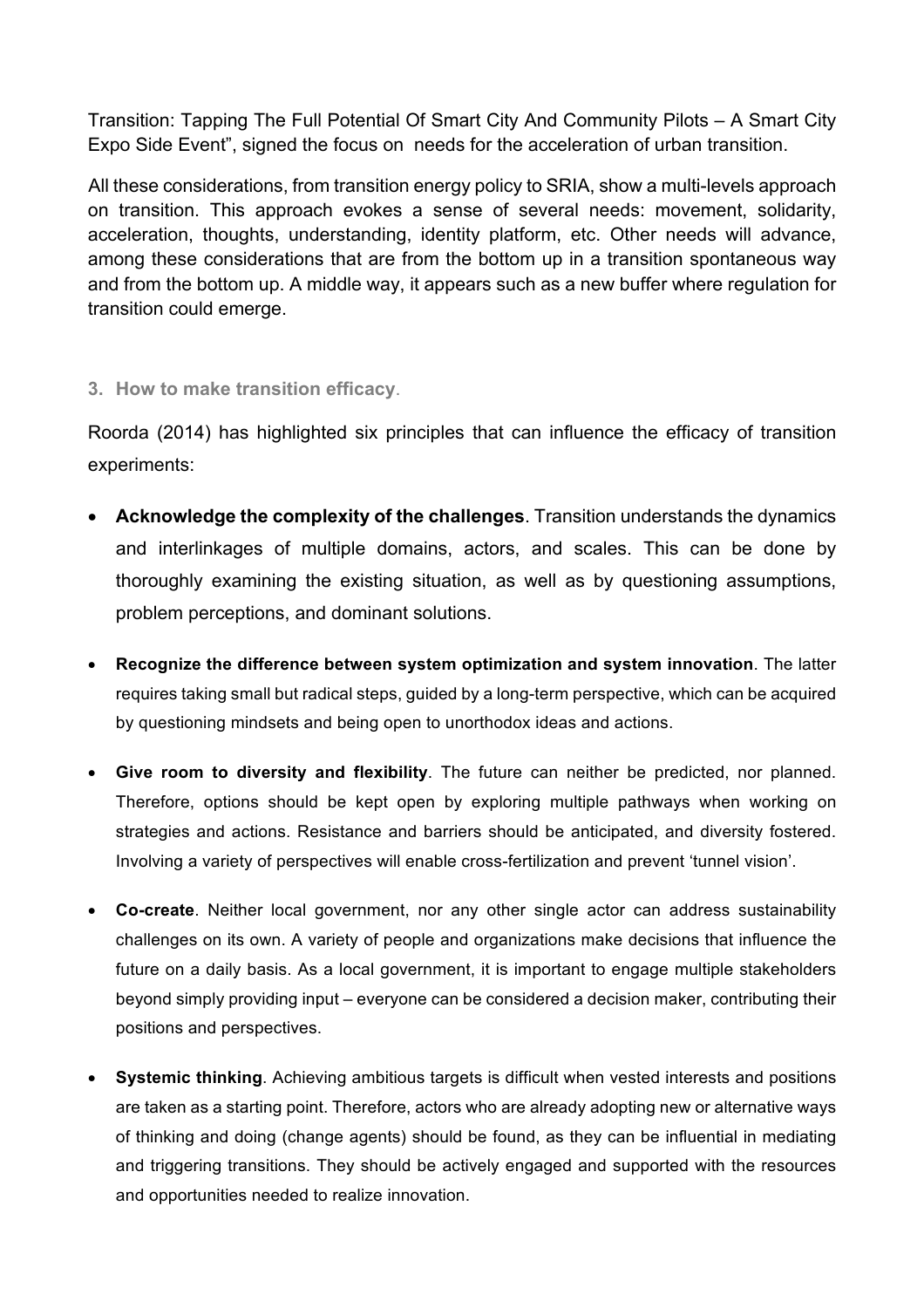Transition: Tapping The Full Potential Of Smart City And Community Pilots – A Smart City Expo Side Event", signed the focus on needs for the acceleration of urban transition.

All these considerations, from transition energy policy to SRIA, show a multi-levels approach on transition. This approach evokes a sense of several needs: movement, solidarity, acceleration, thoughts, understanding, identity platform, etc. Other needs will advance, among these considerations that are from the bottom up in a transition spontaneous way and from the bottom up. A middle way, it appears such as a new buffer where regulation for transition could emerge.

### 3. How to make transition efficacy.

Roorda (2014) has highlighted six principles that can influence the efficacy of transition experiments:

- **Acknowledge the complexity of the challenges**. Transition understands the dynamics and interlinkages of multiple domains, actors, and scales. This can be done by thoroughly examining the existing situation, as well as by questioning assumptions, problem perceptions, and dominant solutions.
- **Recognize the difference between system optimization and system innovation**. The latter requires taking small but radical steps, guided by a long-term perspective, which can be acquired by questioning mindsets and being open to unorthodox ideas and actions.
- **Give room to diversity and flexibility**. The future can neither be predicted, nor planned. Therefore, options should be kept open by exploring multiple pathways when working on strategies and actions. Resistance and barriers should be anticipated, and diversity fostered. Involving a variety of perspectives will enable cross-fertilization and prevent 'tunnel vision'.
- **Co-create**. Neither local government, nor any other single actor can address sustainability challenges on its own. A variety of people and organizations make decisions that influence the future on a daily basis. As a local government, it is important to engage multiple stakeholders beyond simply providing input – everyone can be considered a decision maker, contributing their positions and perspectives.
- **Systemic thinking**. Achieving ambitious targets is difficult when vested interests and positions are taken as a starting point. Therefore, actors who are already adopting new or alternative ways of thinking and doing (change agents) should be found, as they can be influential in mediating and triggering transitions. They should be actively engaged and supported with the resources and opportunities needed to realize innovation.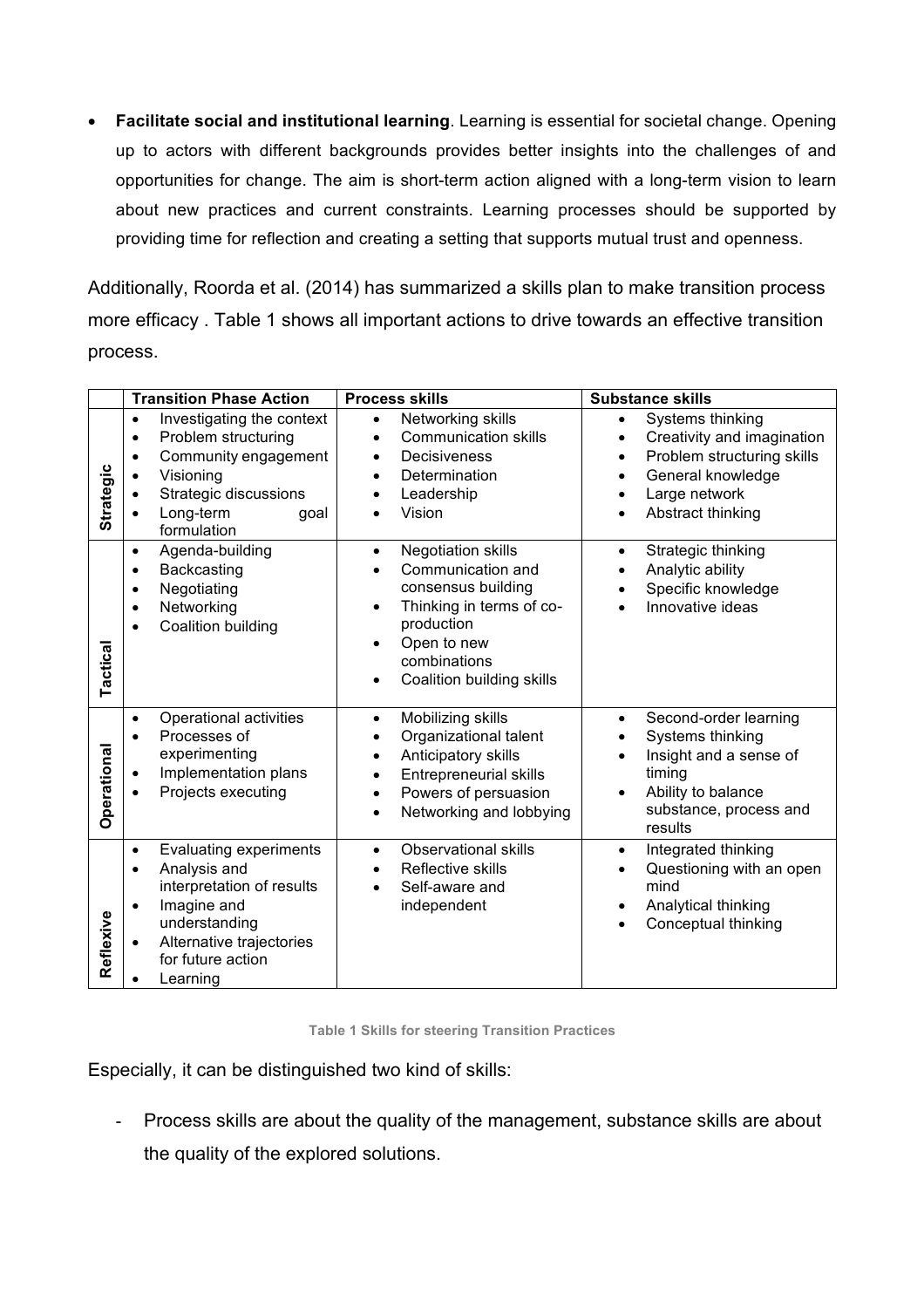- **Facilitate social and institutional learning**. Learning is essential for societal change. Opening up to actors with different backgrounds provides better insights into the challenges of and opportunities for change. The aim is short-term action aligned with a long-term vision to learn about new practices and current constraints. Learning processes should be supported by providing time for reflection and creating a setting that supports mutual trust and openness.

Additionally, Roorda et al. (2014) has summarized a skills plan to make transition process more efficacy . Table 1 shows all important actions to drive towards an effective transition process.

| | Transition Phase Action | Process skills | Substance skills |
|---|---|---|---|
| **Strategic** | • Investigating the context<br>• Problem structuring<br>• Community engagement<br>• Visioning<br>• Strategic discussions<br>• Long-term goal formulation | • Networking skills<br>• Communication skills<br>• Decisiveness<br>• Determination<br>• Leadership<br>• Vision | • Systems thinking<br>• Creativity and imagination<br>• Problem structuring skills<br>• General knowledge<br>• Large network<br>• Abstract thinking |
| **Tactical** | • Agenda-building<br>• Backcasting<br>• Negotiating<br>• Networking<br>• Coalition building | • Negotiation skills<br>• Communication and consensus building<br>• Thinking in terms of co-production<br>• Open to new combinations<br>• Coalition building skills | • Strategic thinking<br>• Analytic ability<br>• Specific knowledge<br>• Innovative ideas |
| **Operational** | • Operational activities<br>• Processes of experimenting<br>• Implementation plans<br>• Projects executing | • Mobilizing skills<br>• Organizational talent<br>• Anticipatory skills<br>• Entrepreneurial skills<br>• Powers of persuasion<br>• Networking and lobbying | • Second-order learning<br>• Systems thinking<br>• Insight and a sense of timing<br>• Ability to balance substance, process and results |
| **Reflexive** | • Evaluating experiments<br>• Analysis and interpretation of results<br>• Imagine and understanding<br>• Alternative trajectories for future action<br>• Learning | • Observational skills<br>• Reflective skills<br>• Self-aware and independent | • Integrated thinking<br>• Questioning with an open mind<br>• Analytical thinking<br>• Conceptual thinking |

Table 1 Skills for steering Transition Practices

Especially, it can be distinguished two kind of skills:

- Process skills are about the quality of the management, substance skills are about the quality of the explored solutions.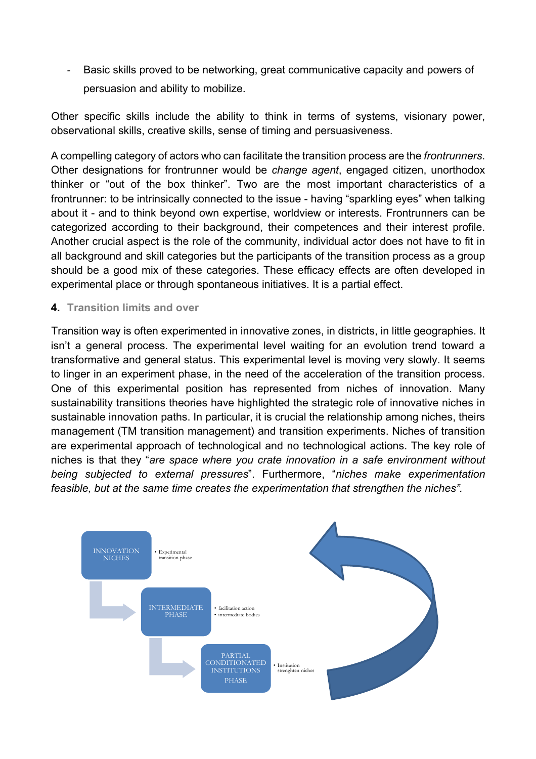- Basic skills proved to be networking, great communicative capacity and powers of persuasion and ability to mobilize.

Other specific skills include the ability to think in terms of systems, visionary power, observational skills, creative skills, sense of timing and persuasiveness.

A compelling category of actors who can facilitate the transition process are the *frontrunners*. Other designations for frontrunner would be *change agent*, engaged citizen, unorthodox thinker or "out of the box thinker". Two are the most important characteristics of a frontrunner: to be intrinsically connected to the issue - having "sparkling eyes" when talking about it - and to think beyond own expertise, worldview or interests. Frontrunners can be categorized according to their background, their competences and their interest profile. Another crucial aspect is the role of the community, individual actor does not have to fit in all background and skill categories but the participants of the transition process as a group should be a good mix of these categories. These efficacy effects are often developed in experimental place or through spontaneous initiatives. It is a partial effect.

## 4. Transition limits and over

Transition way is often experimented in innovative zones, in districts, in little geographies. It isn't a general process. The experimental level waiting for an evolution trend toward a transformative and general status. This experimental level is moving very slowly. It seems to linger in an experiment phase, in the need of the acceleration of the transition process. One of this experimental position has represented from niches of innovation. Many sustainability transitions theories have highlighted the strategic role of innovative niches in sustainable innovation paths. In particular, it is crucial the relationship among niches, theirs management (TM transition management) and transition experiments. Niches of transition are experimental approach of technological and no technological actions. The key role of niches is that they "*are space where you crate innovation in a safe environment without being subjected to external pressures*". Furthermore, "*niches make experimentation feasible, but at the same time creates the experimentation that strengthen the niches".*

INNOVATION NICHES
- Experimental transition phase

INTERMEDIATE PHASE
- facilitation action
- intermediate bodies

PARTIAL CONDITIONATED INSTITUTIONS PHASE
- Institution strenghten niches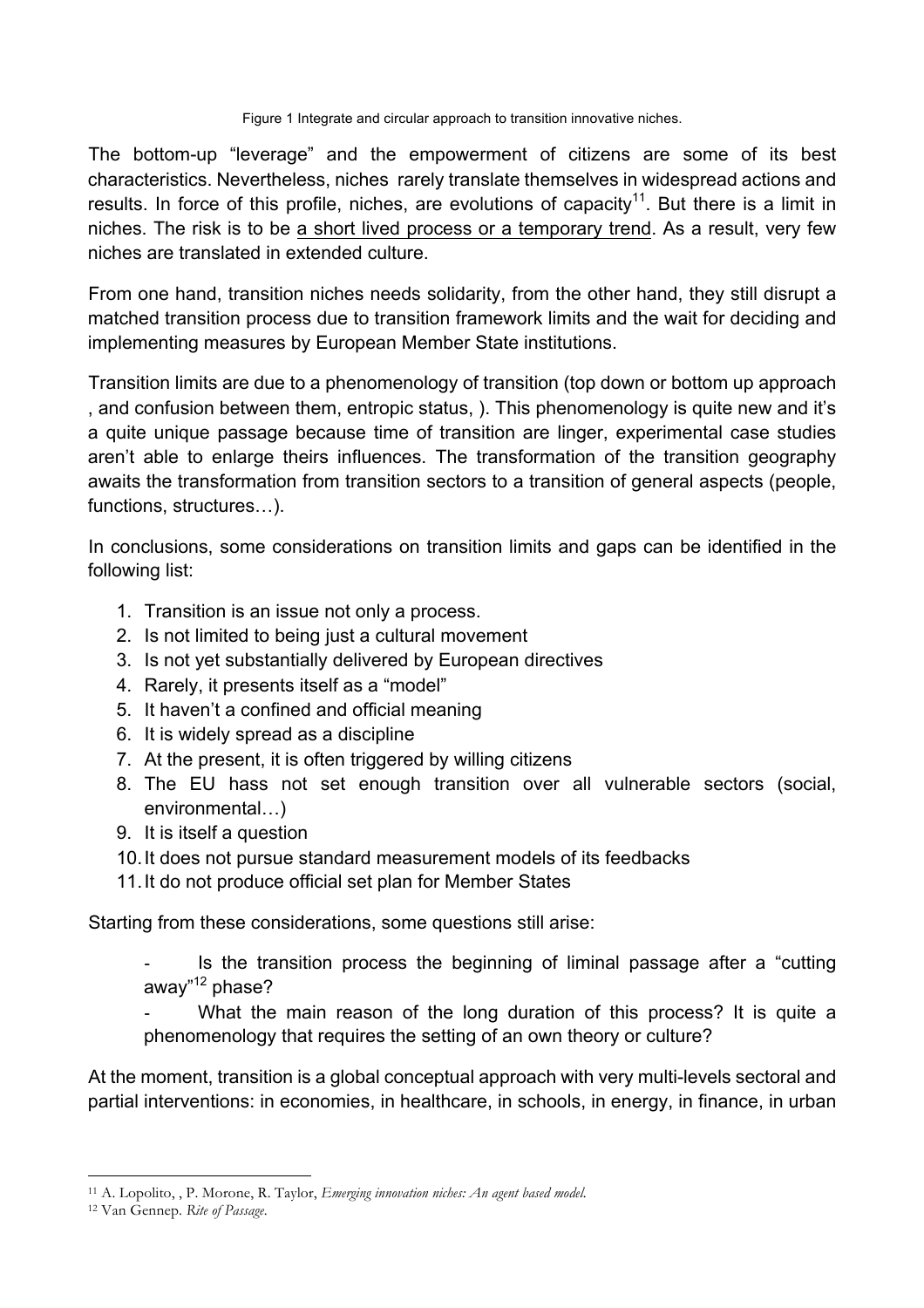Figure 1 Integrate and circular approach to transition innovative niches.

The bottom-up "leverage" and the empowerment of citizens are some of its best characteristics. Nevertheless, niches rarely translate themselves in widespread actions and results. In force of this profile, niches, are evolutions of capacity[11]. But there is a limit in niches. The risk is to be <u>a short lived process or a temporary trend</u>. As a result, very few niches are translated in extended culture.

From one hand, transition niches needs solidarity, from the other hand, they still disrupt a matched transition process due to transition framework limits and the wait for deciding and implementing measures by European Member State institutions.

Transition limits are due to a phenomenology of transition (top down or bottom up approach , and confusion between them, entropic status, ). This phenomenology is quite new and it's a quite unique passage because time of transition are linger, experimental case studies aren't able to enlarge theirs influences. The transformation of the transition geography awaits the transformation from transition sectors to a transition of general aspects (people, functions, structures…).

In conclusions, some considerations on transition limits and gaps can be identified in the following list:

1. Transition is an issue not only a process.
2. Is not limited to being just a cultural movement
3. Is not yet substantially delivered by European directives
4. Rarely, it presents itself as a "model"
5. It haven't a confined and official meaning
6. It is widely spread as a discipline
7. At the present, it is often triggered by willing citizens
8. The EU hass not set enough transition over all vulnerable sectors (social, environmental…)
9. It is itself a question
10. It does not pursue standard measurement models of its feedbacks
11. It do not produce official set plan for Member States

Starting from these considerations, some questions still arise:

- Is the transition process the beginning of liminal passage after a "cutting away"[12] phase?
- What the main reason of the long duration of this process? It is quite a phenomenology that requires the setting of an own theory or culture?

At the moment, transition is a global conceptual approach with very multi-levels sectoral and partial interventions: in economies, in healthcare, in schools, in energy, in finance, in urban

---

[11] A. Lopolito, , P. Morone, R. Taylor, *Emerging innovation niches: An agent based model.*

[12] Van Gennep. *Rite of Passage.*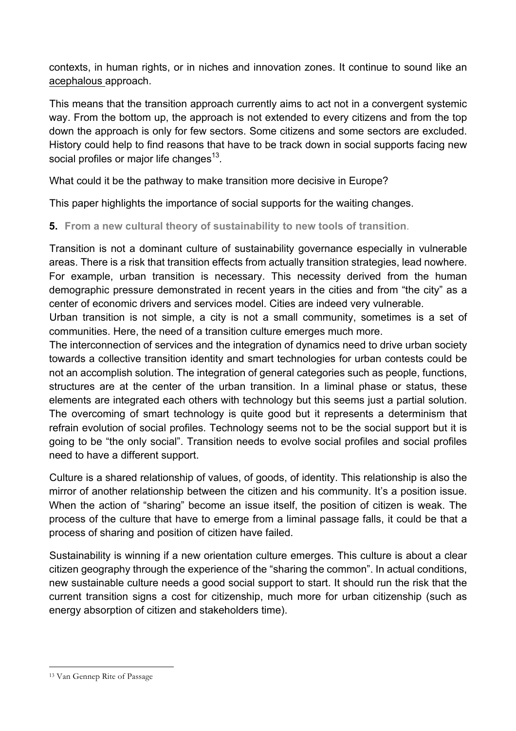contexts, in human rights, or in niches and innovation zones. It continue to sound like an acephalous approach.

This means that the transition approach currently aims to act not in a convergent systemic way. From the bottom up, the approach is not extended to every citizens and from the top down the approach is only for few sectors. Some citizens and some sectors are excluded. History could help to find reasons that have to be track down in social supports facing new social profiles or major life changes[13].

What could it be the pathway to make transition more decisive in Europe?

This paper highlights the importance of social supports for the waiting changes.

## 5. From a new cultural theory of sustainability to new tools of transition.

Transition is not a dominant culture of sustainability governance especially in vulnerable areas. There is a risk that transition effects from actually transition strategies, lead nowhere. For example, urban transition is necessary. This necessity derived from the human demographic pressure demonstrated in recent years in the cities and from "the city" as a center of economic drivers and services model. Cities are indeed very vulnerable.
Urban transition is not simple, a city is not a small community, sometimes is a set of communities. Here, the need of a transition culture emerges much more.
The interconnection of services and the integration of dynamics need to drive urban society towards a collective transition identity and smart technologies for urban contests could be not an accomplish solution. The integration of general categories such as people, functions, structures are at the center of the urban transition. In a liminal phase or status, these elements are integrated each others with technology but this seems just a partial solution. The overcoming of smart technology is quite good but it represents a determinism that refrain evolution of social profiles. Technology seems not to be the social support but it is going to be "the only social". Transition needs to evolve social profiles and social profiles need to have a different support.

Culture is a shared relationship of values, of goods, of identity. This relationship is also the mirror of another relationship between the citizen and his community. It's a position issue. When the action of "sharing" become an issue itself, the position of citizen is weak. The process of the culture that have to emerge from a liminal passage falls, it could be that a process of sharing and position of citizen have failed.

Sustainability is winning if a new orientation culture emerges. This culture is about a clear citizen geography through the experience of the "sharing the common". In actual conditions, new sustainable culture needs a good social support to start. It should run the risk that the current transition signs a cost for citizenship, much more for urban citizenship (such as energy absorption of citizen and stakeholders time).

---

[13] Van Gennep Rite of Passage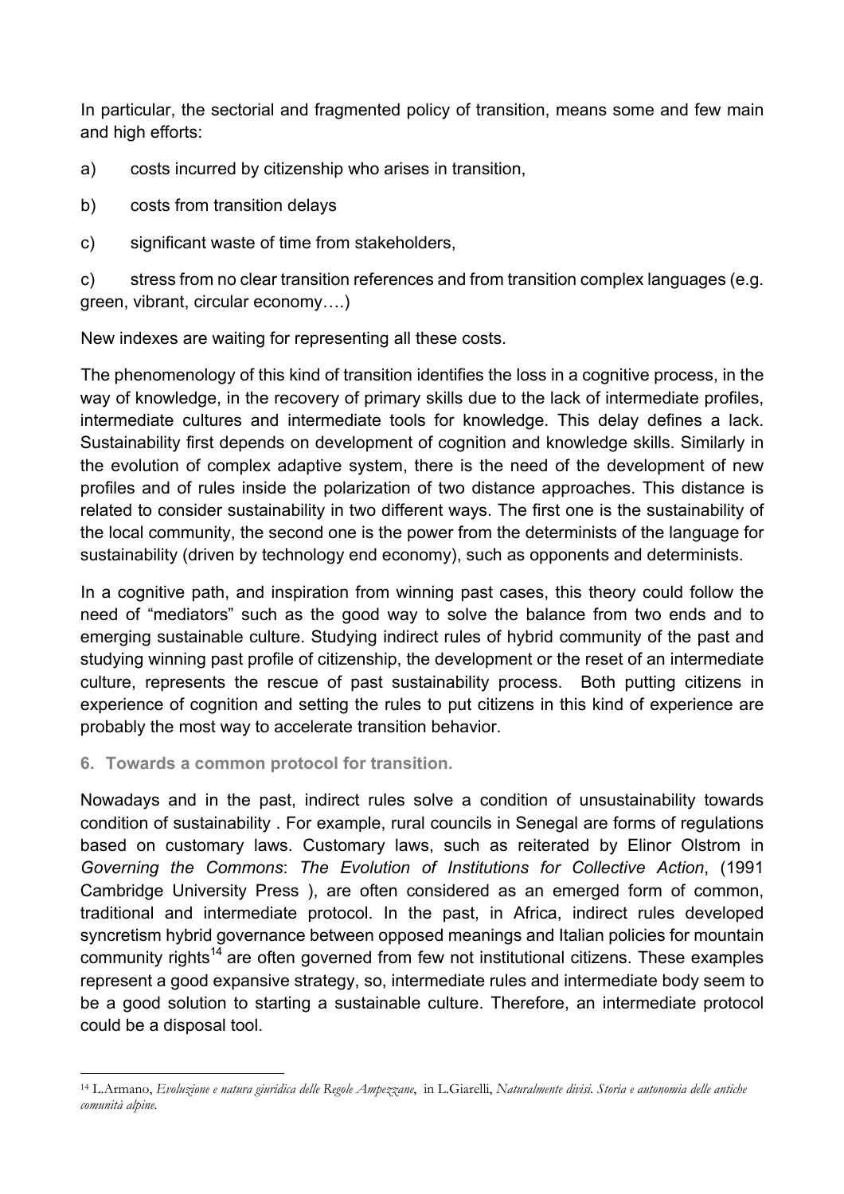In particular, the sectorial and fragmented policy of transition, means some and few main and high efforts:

a) costs incurred by citizenship who arises in transition,

b) costs from transition delays

c) significant waste of time from stakeholders,

c) stress from no clear transition references and from transition complex languages (e.g. green, vibrant, circular economy….)

New indexes are waiting for representing all these costs.

The phenomenology of this kind of transition identifies the loss in a cognitive process, in the way of knowledge, in the recovery of primary skills due to the lack of intermediate profiles, intermediate cultures and intermediate tools for knowledge. This delay defines a lack. Sustainability first depends on development of cognition and knowledge skills. Similarly in the evolution of complex adaptive system, there is the need of the development of new profiles and of rules inside the polarization of two distance approaches. This distance is related to consider sustainability in two different ways. The first one is the sustainability of the local community, the second one is the power from the determinists of the language for sustainability (driven by technology end economy), such as opponents and determinists.

In a cognitive path, and inspiration from winning past cases, this theory could follow the need of "mediators" such as the good way to solve the balance from two ends and to emerging sustainable culture. Studying indirect rules of hybrid community of the past and studying winning past profile of citizenship, the development or the reset of an intermediate culture, represents the rescue of past sustainability process. Both putting citizens in experience of cognition and setting the rules to put citizens in this kind of experience are probably the most way to accelerate transition behavior.

## 6. Towards a common protocol for transition.

Nowadays and in the past, indirect rules solve a condition of unsustainability towards condition of sustainability . For example, rural councils in Senegal are forms of regulations based on customary laws. Customary laws, such as reiterated by Elinor Olstrom in *Governing the Commons*: *The Evolution of Institutions for Collective Action*, (1991 Cambridge University Press ), are often considered as an emerged form of common, traditional and intermediate protocol. In the past, in Africa, indirect rules developed syncretism hybrid governance between opposed meanings and Italian policies for mountain community rights[14] are often governed from few not institutional citizens. These examples represent a good expansive strategy, so, intermediate rules and intermediate body seem to be a good solution to starting a sustainable culture. Therefore, an intermediate protocol could be a disposal tool.

[14] L.Armano, *Evoluzione e natura giuridica delle Regole Ampezzane*, in L.Giarelli, *Naturalmente divisi. Storia e autonomia delle antiche comunità alpine.*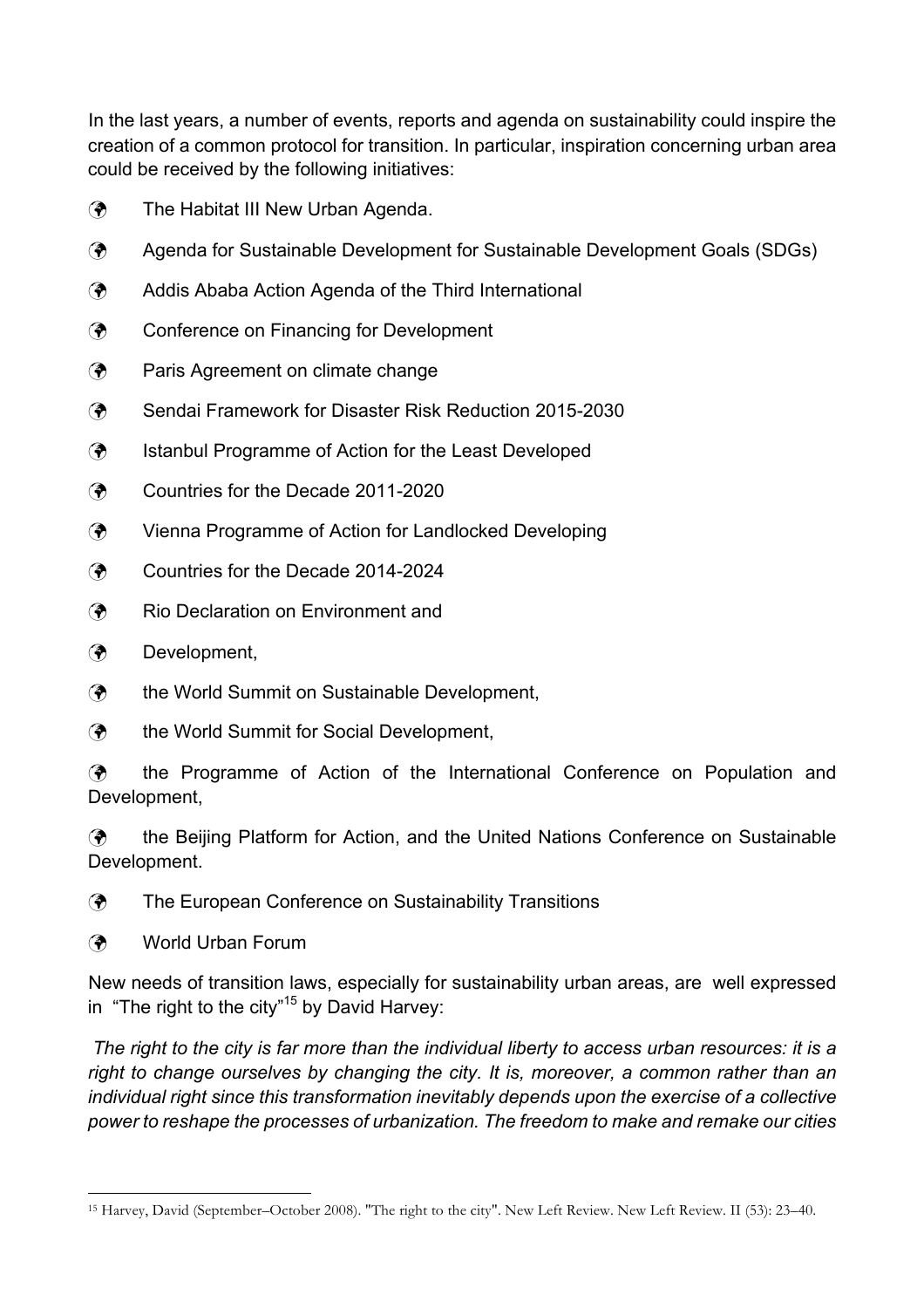In the last years, a number of events, reports and agenda on sustainability could inspire the creation of a common protocol for transition. In particular, inspiration concerning urban area could be received by the following initiatives:

- The Habitat III New Urban Agenda.
- Agenda for Sustainable Development for Sustainable Development Goals (SDGs)
- Addis Ababa Action Agenda of the Third International
- Conference on Financing for Development
- Paris Agreement on climate change
- Sendai Framework for Disaster Risk Reduction 2015-2030
- Istanbul Programme of Action for the Least Developed
- Countries for the Decade 2011-2020
- Vienna Programme of Action for Landlocked Developing
- Countries for the Decade 2014-2024
- Rio Declaration on Environment and
- Development,
- the World Summit on Sustainable Development,
- the World Summit for Social Development,
- the Programme of Action of the International Conference on Population and Development,
- the Beijing Platform for Action, and the United Nations Conference on Sustainable Development.
- The European Conference on Sustainability Transitions
- World Urban Forum

New needs of transition laws, especially for sustainability urban areas, are well expressed in "The right to the city"[15] by David Harvey:

*The right to the city is far more than the individual liberty to access urban resources: it is a right to change ourselves by changing the city. It is, moreover, a common rather than an individual right since this transformation inevitably depends upon the exercise of a collective power to reshape the processes of urbanization. The freedom to make and remake our cities*

[15] Harvey, David (September–October 2008). "The right to the city". New Left Review. New Left Review. II (53): 23–40.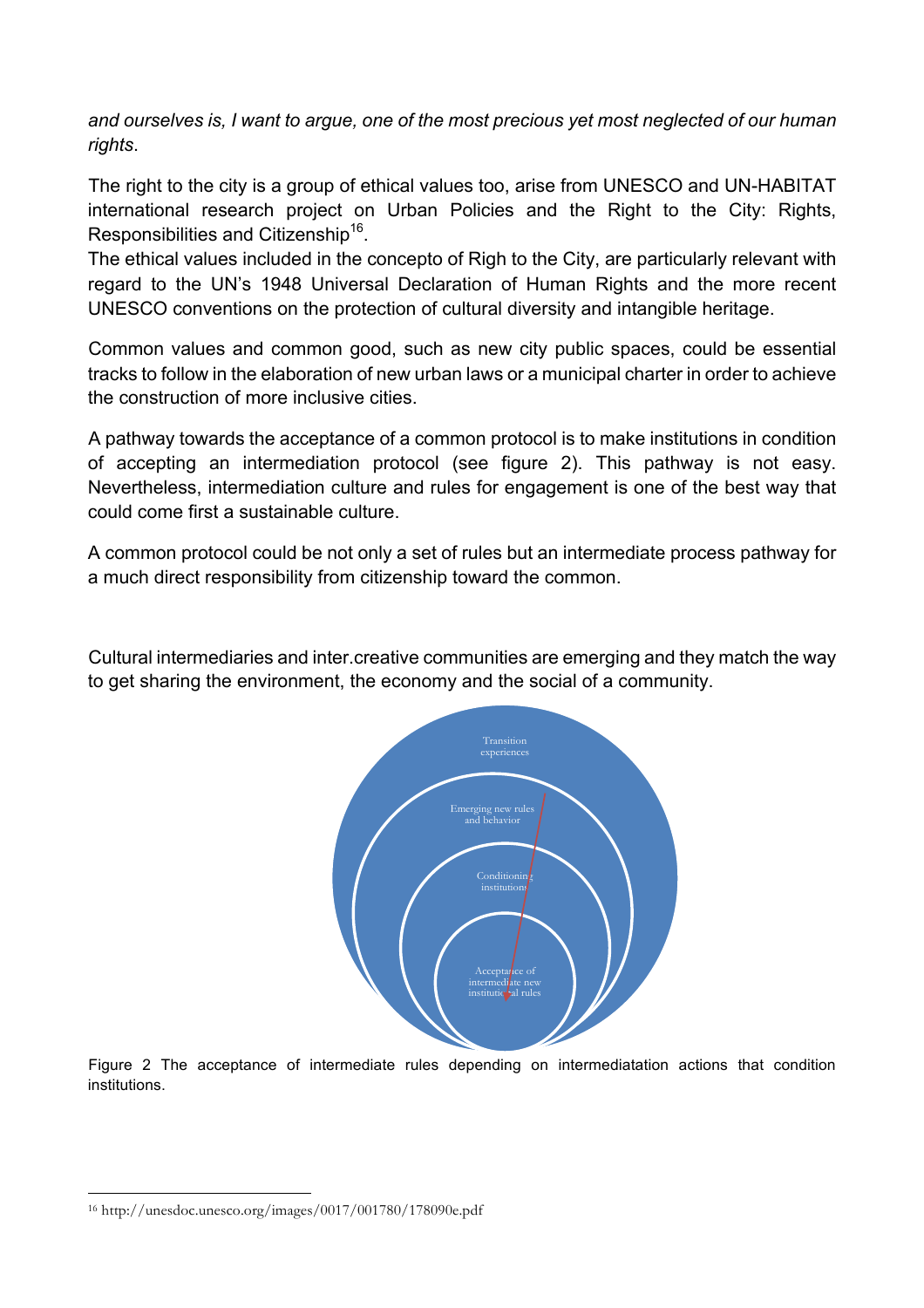*and ourselves is, I want to argue, one of the most precious yet most neglected of our human rights*.

The right to the city is a group of ethical values too, arise from UNESCO and UN-HABITAT international research project on Urban Policies and the Right to the City: Rights, Responsibilities and Citizenship[16].

The ethical values included in the concepto of Righ to the City, are particularly relevant with regard to the UN's 1948 Universal Declaration of Human Rights and the more recent UNESCO conventions on the protection of cultural diversity and intangible heritage.

Common values and common good, such as new city public spaces, could be essential tracks to follow in the elaboration of new urban laws or a municipal charter in order to achieve the construction of more inclusive cities.

A pathway towards the acceptance of a common protocol is to make institutions in condition of accepting an intermediation protocol (see figure 2). This pathway is not easy. Nevertheless, intermediation culture and rules for engagement is one of the best way that could come first a sustainable culture.

A common protocol could be not only a set of rules but an intermediate process pathway for a much direct responsibility from citizenship toward the common.

Cultural intermediaries and inter.creative communities are emerging and they match the way to get sharing the environment, the economy and the social of a community.

Transition experiences

Emerging new rules and behavior

Conditioning institutions

Acceptance of intermediate new institutional rules

Figure 2 The acceptance of intermediate rules depending on intermediatation actions that condition institutions.

[16] http://unesdoc.unesco.org/images/0017/001780/178090e.pdf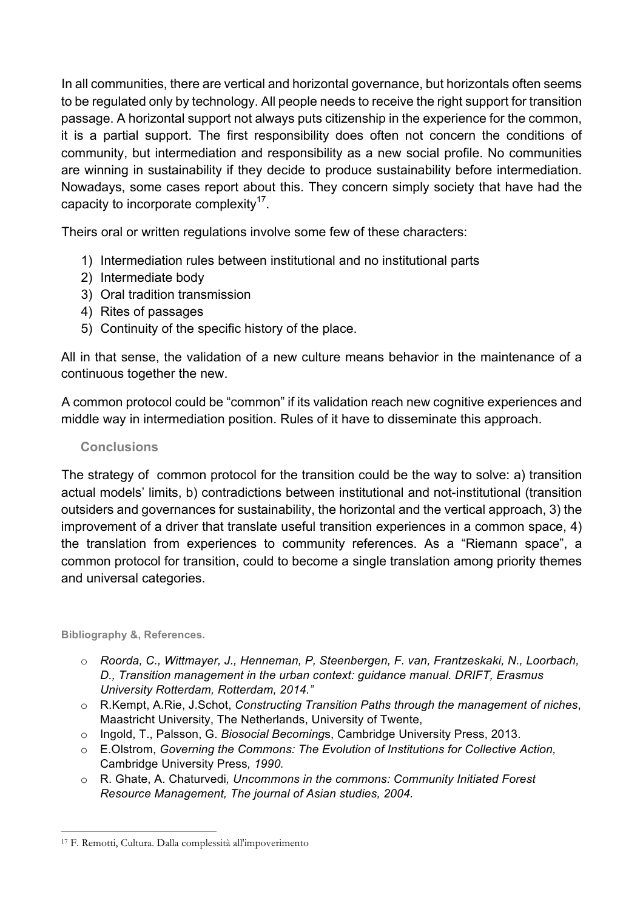In all communities, there are vertical and horizontal governance, but horizontals often seems to be regulated only by technology. All people needs to receive the right support for transition passage. A horizontal support not always puts citizenship in the experience for the common, it is a partial support. The first responsibility does often not concern the conditions of community, but intermediation and responsibility as a new social profile. No communities are winning in sustainability if they decide to produce sustainability before intermediation. Nowadays, some cases report about this. They concern simply society that have had the capacity to incorporate complexity[17].

Theirs oral or written regulations involve some few of these characters:

1) Intermediation rules between institutional and no institutional parts
2) Intermediate body
3) Oral tradition transmission
4) Rites of passages
5) Continuity of the specific history of the place.

All in that sense, the validation of a new culture means behavior in the maintenance of a continuous together the new.

A common protocol could be "common" if its validation reach new cognitive experiences and middle way in intermediation position. Rules of it have to disseminate this approach.

## Conclusions

The strategy of common protocol for the transition could be the way to solve: a) transition actual models' limits, b) contradictions between institutional and not-institutional (transition outsiders and governances for sustainability, the horizontal and the vertical approach, 3) the improvement of a driver that translate useful transition experiences in a common space, 4) the translation from experiences to community references. As a "Riemann space", a common protocol for transition, could to become a single translation among priority themes and universal categories.

**Bibliography &, References.**

- *Roorda, C., Wittmayer, J., Henneman, P, Steenbergen, F. van, Frantzeskaki, N., Loorbach, D., Transition management in the urban context: guidance manual. DRIFT, Erasmus University Rotterdam, Rotterdam, 2014."*
- R.Kempt, A.Rie, J.Schot, *Constructing Transition Paths through the management of niches*, Maastricht University, The Netherlands, University of Twente,
- Ingold, T., Palsson, G. *Biosocial Becomings*, Cambridge University Press, 2013.
- E.Olstrom, *Governing the Commons: The Evolution of Institutions for Collective Action,* Cambridge University Press*, 1990.*
- R. Ghate, A. Chaturvedi*, Uncommons in the commons: Community Initiated Forest Resource Management, The journal of Asian studies, 2004.*

---

[17] F. Remotti, Cultura. Dalla complessità all'impoverimento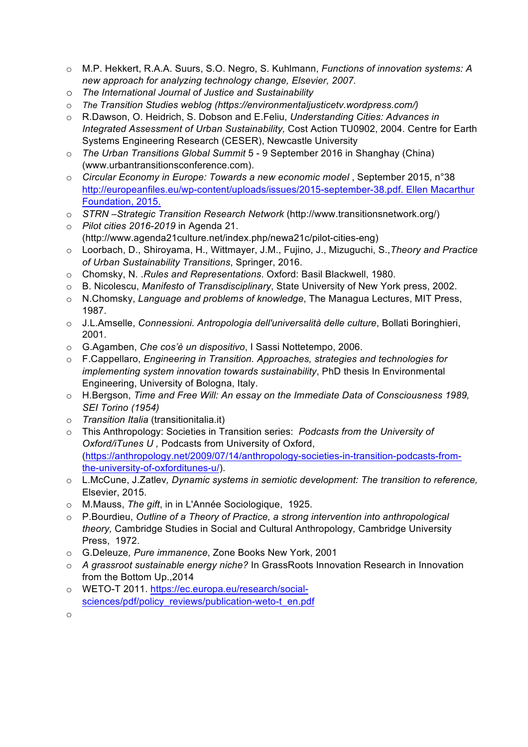- M.P. Hekkert, R.A.A. Suurs, S.O. Negro, S. Kuhlmann, *Functions of innovation systems: A new approach for analyzing technology change, Elsevier, 2007.*
- *The International Journal of Justice and Sustainability*
- *The Transition Studies weblog (https://environmentaljusticetv.wordpress.com/)*
- R.Dawson, O. Heidrich, S. Dobson and E.Feliu, *Understanding Cities: Advances in Integrated Assessment of Urban Sustainability,* Cost Action TU0902, 2004. Centre for Earth Systems Engineering Research (CESER), Newcastle University
- *The Urban Transitions Global Summit* 5 - 9 September 2016 in Shanghay (China) (www.urbantransitionsconference.com).
- *Circular Economy in Europe: Towards a new economic model* , September 2015, n°38 http://europeanfiles.eu/wp-content/uploads/issues/2015-september-38.pdf. Ellen Macarthur Foundation, 2015.
- *STRN –Strategic Transition Research Network* (http://www.transitionsnetwork.org/)
- *Pilot cities 2016-2019* in Agenda 21. (http://www.agenda21culture.net/index.php/newa21c/pilot-cities-eng)
- Loorbach, D., Shiroyama, H., Wittmayer, J.M., Fujino, J., Mizuguchi, S.,*Theory and Practice of Urban Sustainability Transitions*, Springer, 2016.
- Chomsky, N. .*Rules and Representations*. Oxford: Basil Blackwell, 1980.
- B. Nicolescu, *Manifesto of Transdisciplinary*, State University of New York press, 2002.
- N.Chomsky, *Language and problems of knowledge*, The Managua Lectures, MIT Press, 1987.
- J.L.Amselle, *Connessioni. Antropologia dell'universalità delle culture*, Bollati Boringhieri, 2001.
- G.Agamben, *Che cos'è un dispositivo*, I Sassi Nottetempo, 2006.
- F.Cappellaro, *Engineering in Transition. Approaches, strategies and technologies for implementing system innovation towards sustainability*, PhD thesis In Environmental Engineering, University of Bologna, Italy.
- H.Bergson, *Time and Free Will: An essay on the Immediate Data of Consciousness 1989, SEI Torino (1954)*
- *Transition Italia* (transitionitalia.it)
- This Anthropology: Societies in Transition series: *Podcasts from the University of Oxford/iTunes U ,* Podcasts from University of Oxford, (https://anthropology.net/2009/07/14/anthropology-societies-in-transition-podcasts-from-the-university-of-oxforditunes-u/).
- L.McCune, J.Zatlev*, Dynamic systems in semiotic development: The transition to reference,* Elsevier, 2015.
- M.Mauss, *The gift*, in in L'Année Sociologique, 1925.
- P.Bourdieu, *Outline of a Theory of Practice, a strong intervention into anthropological theory,* Cambridge Studies in Social and Cultural Anthropology*,* Cambridge University Press, 1972.
- G.Deleuze*, Pure immanence*, Zone Books New York, 2001
- *A grassroot sustainable energy niche?* In GrassRoots Innovation Research in Innovation from the Bottom Up.,2014
- WETO-T 2011. https://ec.europa.eu/research/social-sciences/pdf/policy_reviews/publication-weto-t_en.pdf